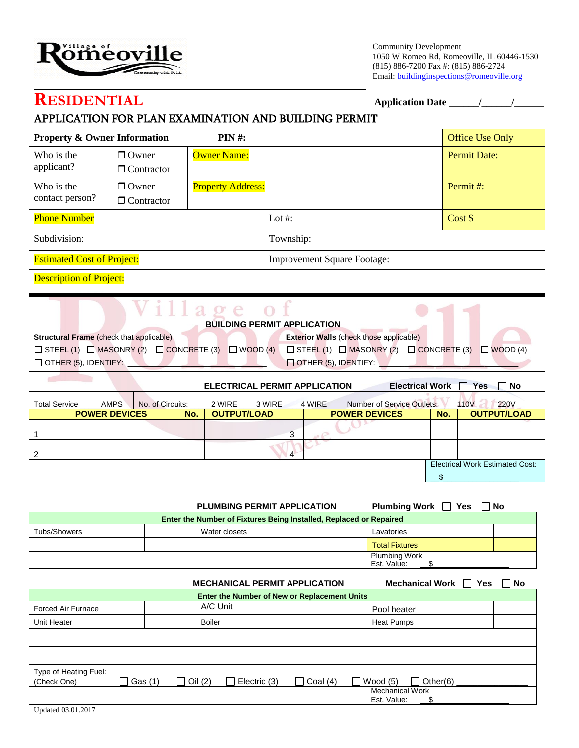Village of Romeoville
Community with Pride

Community Development
1050 W Romeo Rd, Romeoville, IL 60446-1530
(815) 886-7200 Fax #: (815) 886-2724
Email: buildinginspections@romeoville.org

# RESIDENTIAL

**Application Date ______/______/______**

## APPLICATION FOR PLAN EXAMINATION AND BUILDING PERMIT

| **Property & Owner Information** | | **PIN #:** | | Office Use Only |
|---|---|---|---|---|
| Who is the applicant? | ❒ Owner ❒ Contractor | Owner Name: | | Permit Date: |
| Who is the contact person? | ❒ Owner ❒ Contractor | Property Address: | | Permit #: |
| Phone Number | | Lot #: | | Cost $ |
| Subdivision: | | Township: | | |
| Estimated Cost of Project: | | Improvement Square Footage: | | |
| Description of Project: | | | | |

### BUILDING PERMIT APPLICATION

| **Structural Frame** (check that applicable) | **Exterior Walls** (check those applicable) |
|---|---|
| ☐ STEEL (1) ☐ MASONRY (2) ☐ CONCRETE (3) ☐ WOOD (4) | ☐ STEEL (1) ☐ MASONRY (2) ☐ CONCRETE (3) ☐ WOOD (4) |
| ☐ OTHER (5), IDENTIFY: ______________ | ☐ OTHER (5), IDENTIFY: ______________ |

### ELECTRICAL PERMIT APPLICATION

**Electrical Work** ☐ **Yes** ☐ **No**

Total Service _____AMPS | No. of Circuits: _____2 WIRE ____3 WIRE ____4 WIRE | Number of Service Outlets: ____110V ____220V

| | **POWER DEVICES** | **No.** | **OUTPUT/LOAD** | | **POWER DEVICES** | **No.** | **OUTPUT/LOAD** |
|---|---|---|---|---|---|---|---|
| 1 | | | | 3 | | | |
| 2 | | | | 4 | | | |
| | | | | | | | Electrical Work Estimated Cost: $ ______________ |

### PLUMBING PERMIT APPLICATION

**Plumbing Work** ☐ **Yes** ☐ **No**

| **Enter the Number of Fixtures Being Installed, Replaced or Repaired** | | | | | |
|---|---|---|---|---|---|
| Tubs/Showers | | Water closets | | Lavatories | |
| | | | | Total Fixtures | |
| | | | | Plumbing Work Est. Value: $ ______________ | |

### MECHANICAL PERMIT APPLICATION

**Mechanical Work** ☐ **Yes** ☐ **No**

| **Enter the Number of New or Replacement Units** | | | | | |
|---|---|---|---|---|---|
| Forced Air Furnace | | A/C Unit | | Pool heater | |
| Unit Heater | | Boiler | | Heat Pumps | |
| | | | | | |
| | | | | | |

Type of Heating Fuel: (Check One) ☐ Gas (1) ☐ Oil (2) ☐ Electric (3) ☐ Coal (4) ☐ Wood (5) ☐ Other(6) ______________

Mechanical Work Est. Value: $ ______________

Updated 03.01.2017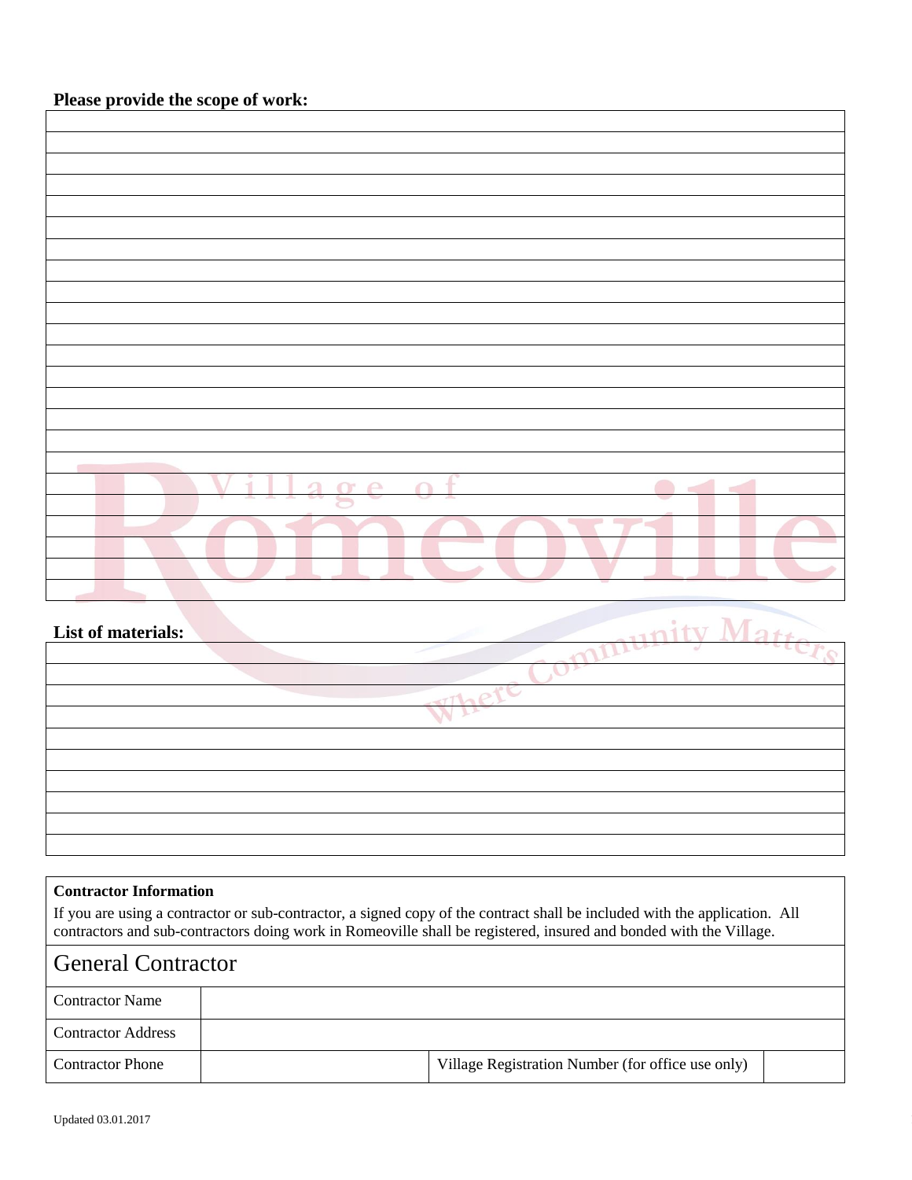**Please provide the scope of work:**

| |
|---|
| |
| |
| |
| |
| |
| |
| |
| |
| |
| |
| |
| |
| |
| |
| |
| |
| |
| |
| |
| |
| |
| |

**List of materials:**

| |
|---|
| |
| |
| |
| |
| |
| |
| |
| |
| |

**Contractor Information**

If you are using a contractor or sub-contractor, a signed copy of the contract shall be included with the application. All contractors and sub-contractors doing work in Romeoville shall be registered, insured and bonded with the Village.

## General Contractor

| | | | |
|---|---|---|---|
| Contractor Name | | | |
| Contractor Address | | | |
| Contractor Phone | | Village Registration Number (for office use only) | |

Updated 03.01.2017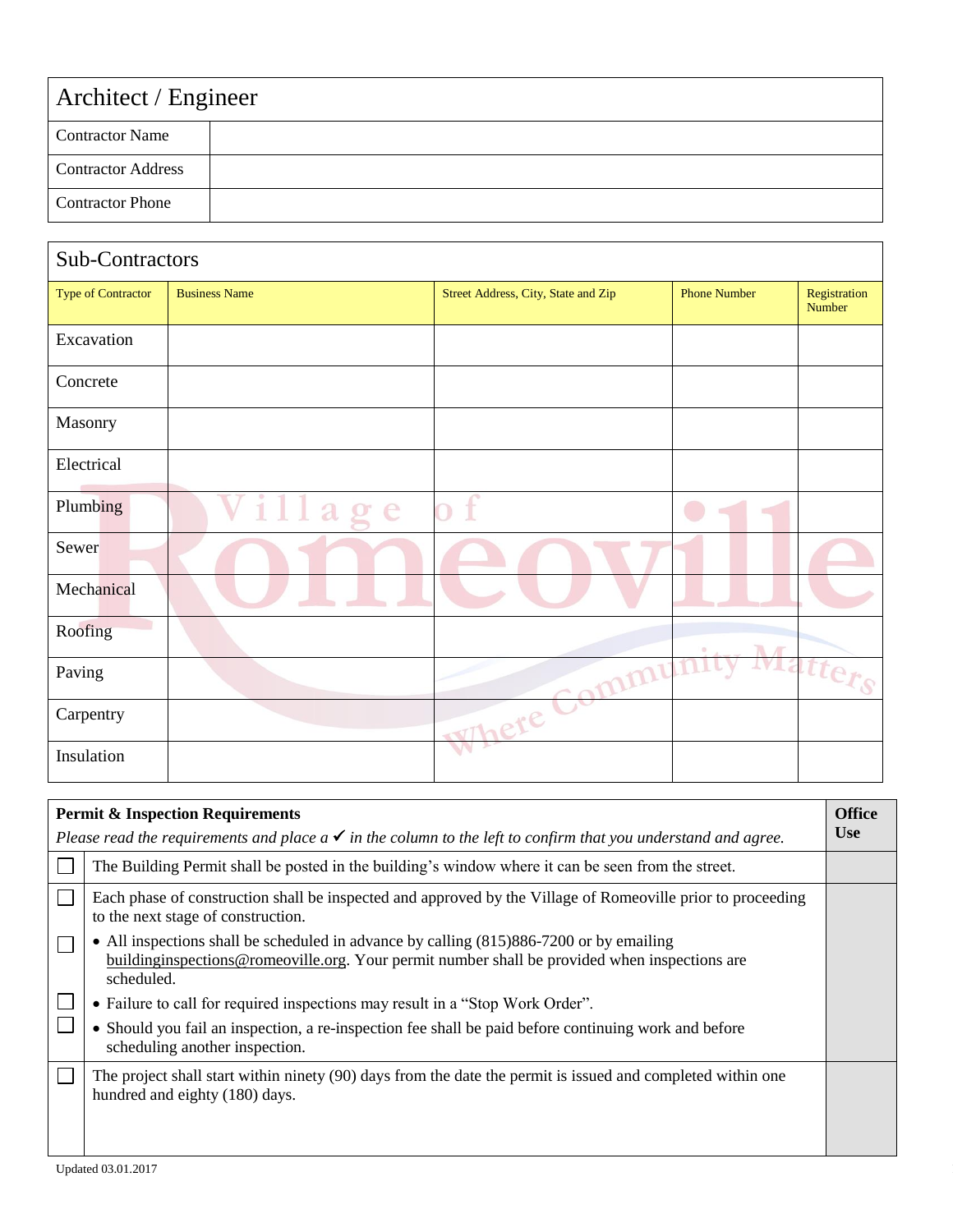| Architect / Engineer | |
|---|---|
| Contractor Name | |
| Contractor Address | |
| Contractor Phone | |

## Sub-Contractors

| Type of Contractor | Business Name | Street Address, City, State and Zip | Phone Number | Registration Number |
|---|---|---|---|---|
| Excavation | | | | |
| Concrete | | | | |
| Masonry | | | | |
| Electrical | | | | |
| Plumbing | | | | |
| Sewer | | | | |
| Mechanical | | | | |
| Roofing | | | | |
| Paving | | | | |
| Carpentry | | | | |
| Insulation | | | | |

| | **Permit & Inspection Requirements**<br>*Please read the requirements and place a ✔ in the column to the left to confirm that you understand and agree.* | **Office Use** |
|---|---|---|
| ☐ | The Building Permit shall be posted in the building's window where it can be seen from the street. | |
| ☐ | Each phase of construction shall be inspected and approved by the Village of Romeoville prior to proceeding to the next stage of construction. | |
| ☐ | • All inspections shall be scheduled in advance by calling (815)886-7200 or by emailing buildinginspections@romeoville.org. Your permit number shall be provided when inspections are scheduled. | |
| ☐ | • Failure to call for required inspections may result in a "Stop Work Order". | |
| ☐ | • Should you fail an inspection, a re-inspection fee shall be paid before continuing work and before scheduling another inspection. | |
| ☐ | The project shall start within ninety (90) days from the date the permit is issued and completed within one hundred and eighty (180) days. | |

Updated 03.01.2017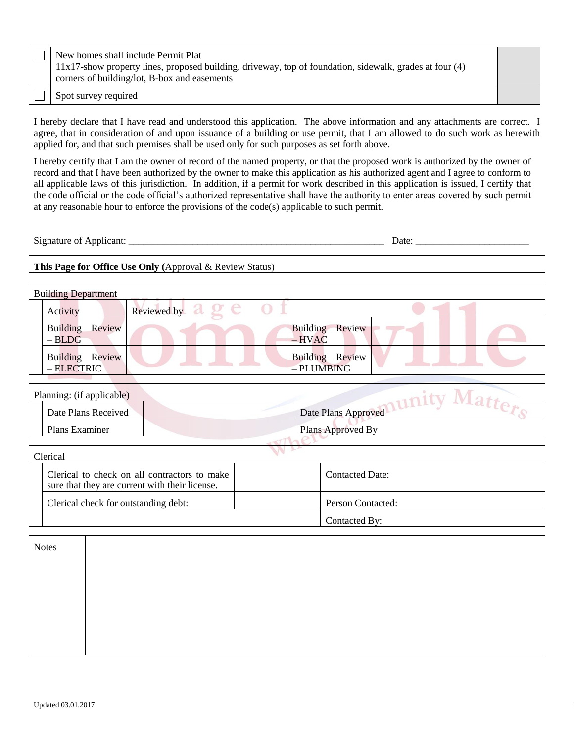| | | |
|---|---|---|
| ☐ | New homes shall include Permit Plat<br>11x17-show property lines, proposed building, driveway, top of foundation, sidewalk, grades at four (4) corners of building/lot, B-box and easements | |
| ☐ | Spot survey required | |

I hereby declare that I have read and understood this application. The above information and any attachments are correct. I agree, that in consideration of and upon issuance of a building or use permit, that I am allowed to do such work as herewith applied for, and that such premises shall be used only for such purposes as set forth above.

I hereby certify that I am the owner of record of the named property, or that the proposed work is authorized by the owner of record and that I have been authorized by the owner to make this application as his authorized agent and I agree to conform to all applicable laws of this jurisdiction. In addition, if a permit for work described in this application is issued, I certify that the code official or the code official's authorized representative shall have the authority to enter areas covered by such permit at any reasonable hour to enforce the provisions of the code(s) applicable to such permit.

Signature of Applicant: ______________________________________________________ Date: _______________________

**This Page for Office Use Only (**Approval & Review Status)

**Building Department**

| Activity | Reviewed by | | |
|---|---|---|---|
| Building Review – BLDG | | Building Review – HVAC | |
| Building Review – ELECTRIC | | Building Review – PLUMBING | |

**Planning: (if applicable)**

| | | | |
|---|---|---|---|
| Date Plans Received | | Date Plans Approved | |
| Plans Examiner | | Plans Approved By | |

**Clerical**

| | | |
|---|---|---|
| Clerical to check on all contractors to make sure that they are current with their license. | | Contacted Date: |
| Clerical check for outstanding debt: | | Person Contacted: |
| | | Contacted By: |

| | |
|---|---|
| Notes | |

Updated 03.01.2017